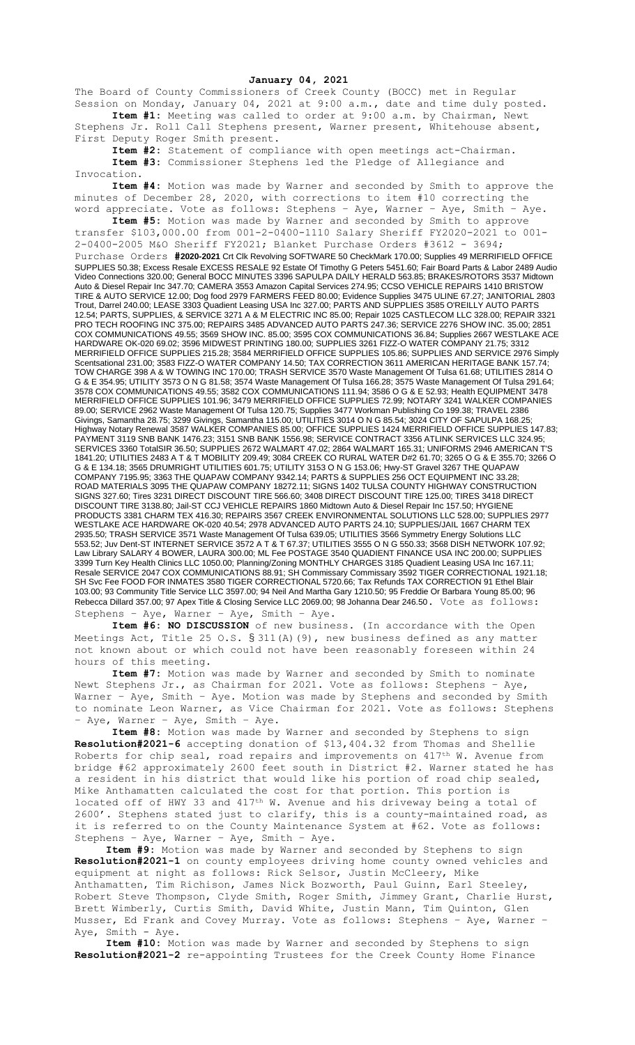**January 04, 2021**

The Board of County Commissioners of Creek County (BOCC) met in Regular Session on Monday, January 04, 2021 at 9:00 a.m., date and time duly posted.

**Item #1:** Meeting was called to order at 9:00 a.m. by Chairman, Newt Stephens Jr. Roll Call Stephens present, Warner present, Whitehouse absent, First Deputy Roger Smith present.

**Item #2:** Statement of compliance with open meetings act-Chairman.

**Item #3:** Commissioner Stephens led the Pledge of Allegiance and Invocation.

**Item #4:** Motion was made by Warner and seconded by Smith to approve the minutes of December 28, 2020, with corrections to item #10 correcting the word appreciate. Vote as follows: Stephens – Aye, Warner – Aye, Smith – Aye.

**Item #5:** Motion was made by Warner and seconded by Smith to approve transfer $103,000.00 from 001-2-0400-1110 Salary Sheriff FY2020-2021 to 001-2-0400-2005 M&O Sheriff FY2021; Blanket Purchase Orders #3612 - 3694; Purchase Orders **#2020-2021** Crt Clk Revolving SOFTWARE 50 CheckMark 170.00; Supplies 49 MERRIFIELD OFFICE SUPPLIES 50.38; Excess Resale EXCESS RESALE 92 Estate Of Timothy G Peters 5451.60; Fair Board Parts & Labor 2489 Audio Video Connections 320.00; General BOCC MINUTES 3396 SAPULPA DAILY HERALD 563.85; BRAKES/ROTORS 3537 Midtown Auto & Diesel Repair Inc 347.70; CAMERA 3553 Amazon Capital Services 274.95; CCSO VEHICLE REPAIRS 1410 BRISTOW TIRE & AUTO SERVICE 12.00; Dog food 2979 FARMERS FEED 80.00; Evidence Supplies 3475 ULINE 67.27; JANITORIAL 2803 Trout, Darrel 240.00; LEASE 3303 Quadient Leasing USA Inc 327.00; PARTS AND SUPPLIES 3585 O'REILLY AUTO PARTS 12.54; PARTS, SUPPLIES, & SERVICE 3271 A & M ELECTRIC INC 85.00; Repair 1025 CASTLECOM LLC 328.00; REPAIR 3321 PRO TECH ROOFING INC 375.00; REPAIRS 3485 ADVANCED AUTO PARTS 247.36; SERVICE 2276 SHOW INC. 35.00; 2851 COX COMMUNICATIONS 49.55; 3569 SHOW INC. 85.00; 3595 COX COMMUNICATIONS 36.84; Supplies 2667 WESTLAKE ACE HARDWARE OK-020 69.02; 3596 MIDWEST PRINTING 180.00; SUPPLIES 3261 FIZZ-O WATER COMPANY 21.75; 3312 MERRIFIELD OFFICE SUPPLIES 215.28; 3584 MERRIFIELD OFFICE SUPPLIES 105.86; SUPPLIES AND SERVICE 2976 Simply Scentsational 231.00; 3583 FIZZ-O WATER COMPANY 14.50; TAX CORRECTION 3611 AMERICAN HERITAGE BANK 157.74; TOW CHARGE 398 A & W TOWING INC 170.00; TRASH SERVICE 3570 Waste Management Of Tulsa 61.68; UTILITIES 2814 O G & E 354.95; UTILITY 3573 O N G 81.58; 3574 Waste Management Of Tulsa 166.28; 3575 Waste Management Of Tulsa 291.64; 3578 COX COMMUNICATIONS 49.55; 3582 COX COMMUNICATIONS 111.94; 3586 O G & E 52.93; Health EQUIPMENT 3478 MERRIFIELD OFFICE SUPPLIES 101.96; 3479 MERRIFIELD OFFICE SUPPLIES 72.99; NOTARY 3241 WALKER COMPANIES 89.00; SERVICE 2962 Waste Management Of Tulsa 120.75; Supplies 3477 Workman Publishing Co 199.38; TRAVEL 2386 Givings, Samantha 28.75; 3299 Givings, Samantha 115.00; UTILITIES 3014 O N G 85.54; 3024 CITY OF SAPULPA 168.25; Highway Notary Renewal 3587 WALKER COMPANIES 85.00; OFFICE SUPPLIES 1424 MERRIFIELD OFFICE SUPPLIES 147.83; PAYMENT 3119 SNB BANK 1476.23; 3151 SNB BANK 1556.98; SERVICE CONTRACT 3356 ATLINK SERVICES LLC 324.95; SERVICES 3360 TotalSIR 36.50; SUPPLIES 2672 WALMART 47.02; 2864 WALMART 165.31; UNIFORMS 2946 AMERICAN T'S 1841.20; UTILITIES 2483 A T & T MOBILITY 209.49; 3084 CREEK CO RURAL WATER D#2 61.70; 3265 O G & E 355.70; 3266 O G & E 134.18; 3565 DRUMRIGHT UTILITIES 601.75; UTILITY 3153 O N G 153.06; Hwy-ST Gravel 3267 THE QUAPAW COMPANY 7195.95; 3363 THE QUAPAW COMPANY 9342.14; PARTS & SUPPLIES 256 OCT EQUIPMENT INC 33.28; ROAD MATERIALS 3095 THE QUAPAW COMPANY 18272.11; SIGNS 1402 TULSA COUNTY HIGHWAY CONSTRUCTION SIGNS 327.60; Tires 3231 DIRECT DISCOUNT TIRE 566.60; 3408 DIRECT DISCOUNT TIRE 125.00; TIRES 3418 DIRECT DISCOUNT TIRE 3138.80; Jail-ST CCJ VEHICLE REPAIRS 1860 Midtown Auto & Diesel Repair Inc 157.50; HYGIENE PRODUCTS 3381 CHARM TEX 416.30; REPAIRS 3567 CREEK ENVIRONMENTAL SOLUTIONS LLC 528.00; SUPPLIES 2977 WESTLAKE ACE HARDWARE OK-020 40.54; 2978 ADVANCED AUTO PARTS 24.10; SUPPLIES/JAIL 1667 CHARM TEX 2935.50; TRASH SERVICE 3571 Waste Management Of Tulsa 639.05; UTILITIES 3566 Symmetry Energy Solutions LLC 553.52; Juv Dent-ST INTERNET SERVICE 3572 A T & T 67.37; UTILITIES 3555 O N G 550.33; 3568 DISH NETWORK 107.92; Law Library SALARY 4 BOWER, LAURA 300.00; ML Fee POSTAGE 3540 QUADIENT FINANCE USA INC 200.00; SUPPLIES 3399 Turn Key Health Clinics LLC 1050.00; Planning/Zoning MONTHLY CHARGES 3185 Quadient Leasing USA Inc 167.11; Resale SERVICE 2047 COX COMMUNICATIONS 88.91; SH Commissary Commissary 3592 TIGER CORRECTIONAL 1921.18; SH Svc Fee FOOD FOR INMATES 3580 TIGER CORRECTIONAL 5720.66; Tax Refunds TAX CORRECTION 91 Ethel Blair 103.00; 93 Community Title Service LLC 3597.00; 94 Neil And Martha Gary 1210.50; 95 Freddie Or Barbara Young 85.00; 96 Rebecca Dillard 357.00; 97 Apex Title & Closing Service LLC 2069.00; 98 Johanna Dear 246.50. Vote as follows: Stephens – Aye, Warner – Aye, Smith – Aye.

**Item #6: NO DISCUSSION** of new business. (In accordance with the Open Meetings Act, Title 25 O.S. § 311(A)(9), new business defined as any matter not known about or which could not have been reasonably foreseen within 24 hours of this meeting.

**Item #7:** Motion was made by Warner and seconded by Smith to nominate Newt Stephens Jr., as Chairman for 2021. Vote as follows: Stephens – Aye, Warner – Aye, Smith – Aye. Motion was made by Stephens and seconded by Smith to nominate Leon Warner, as Vice Chairman for 2021. Vote as follows: Stephens – Aye, Warner – Aye, Smith – Aye.

**Item #8:** Motion was made by Warner and seconded by Stephens to sign **Resolution#2021-6** accepting donation of $13,404.32 from Thomas and Shellie Roberts for chip seal, road repairs and improvements on 417th W. Avenue from bridge #62 approximately 2600 feet south in District #2. Warner stated he has a resident in his district that would like his portion of road chip sealed, Mike Anthamatten calculated the cost for that portion. This portion is located off of HWY 33 and 417th W. Avenue and his driveway being a total of 2600'. Stephens stated just to clarify, this is a county-maintained road, as it is referred to on the County Maintenance System at #62. Vote as follows: Stephens – Aye, Warner – Aye, Smith – Aye.

**Item #9:** Motion was made by Warner and seconded by Stephens to sign **Resolution#2021-1** on county employees driving home county owned vehicles and equipment at night as follows: Rick Selsor, Justin McCleery, Mike Anthamatten, Tim Richison, James Nick Bozworth, Paul Guinn, Earl Steeley, Robert Steve Thompson, Clyde Smith, Roger Smith, Jimmey Grant, Charlie Hurst, Brett Wimberly, Curtis Smith, David White, Justin Mann, Tim Quinton, Glen Musser, Ed Frank and Covey Murray. Vote as follows: Stephens – Aye, Warner – Aye, Smith - Aye.

**Item #10:** Motion was made by Warner and seconded by Stephens to sign **Resolution#2021-2** re-appointing Trustees for the Creek County Home Finance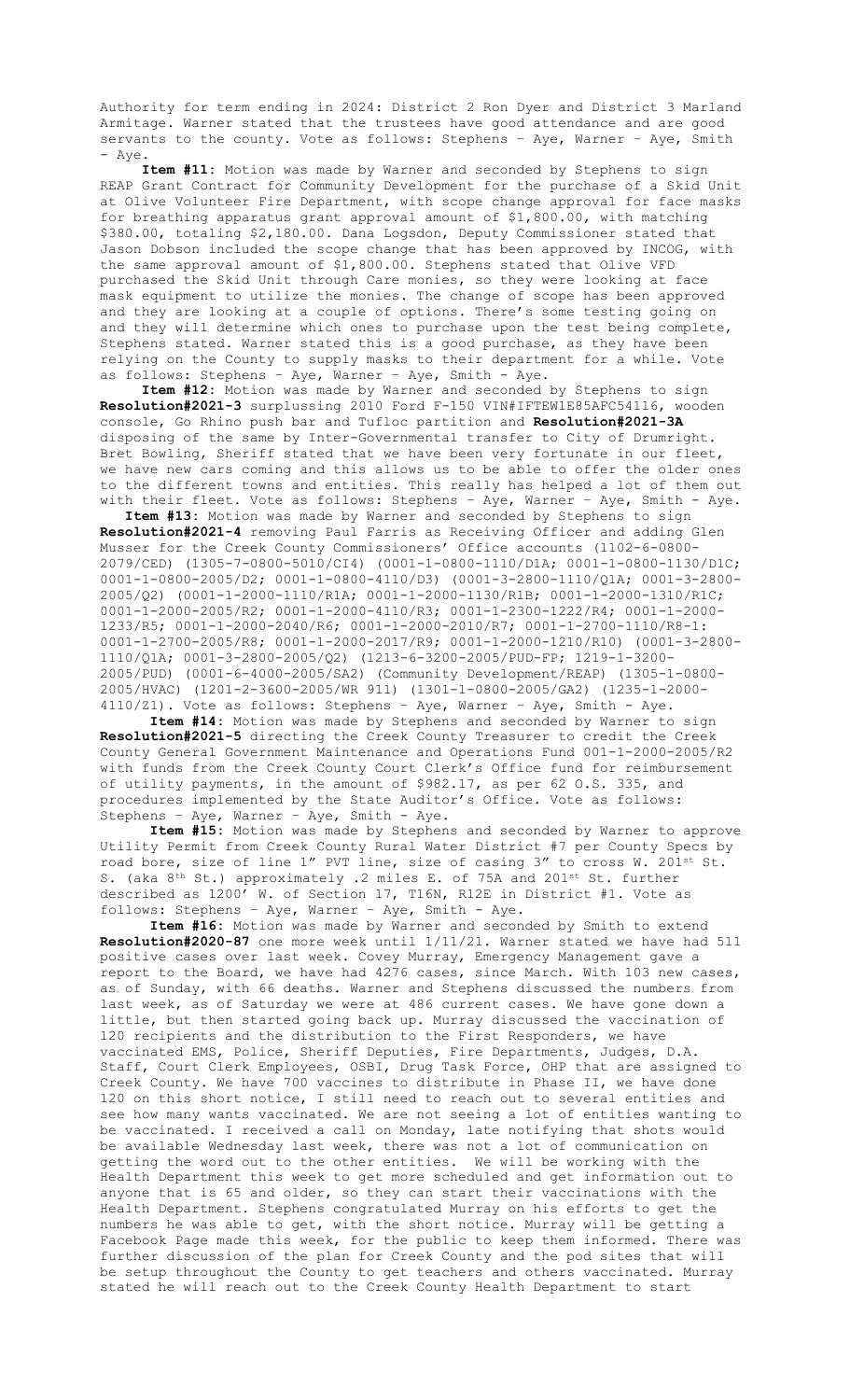Authority for term ending in 2024: District 2 Ron Dyer and District 3 Marland Armitage. Warner stated that the trustees have good attendance and are good servants to the county. Vote as follows: Stephens – Aye, Warner – Aye, Smith - Aye.

**Item #11:** Motion was made by Warner and seconded by Stephens to sign REAP Grant Contract for Community Development for the purchase of a Skid Unit at Olive Volunteer Fire Department, with scope change approval for face masks for breathing apparatus grant approval amount of $1,800.00, with matching $380.00, totaling $2,180.00. Dana Logsdon, Deputy Commissioner stated that Jason Dobson included the scope change that has been approved by INCOG, with the same approval amount of $1,800.00. Stephens stated that Olive VFD purchased the Skid Unit through Care monies, so they were looking at face mask equipment to utilize the monies. The change of scope has been approved and they are looking at a couple of options. There's some testing going on and they will determine which ones to purchase upon the test being complete, Stephens stated. Warner stated this is a good purchase, as they have been relying on the County to supply masks to their department for a while. Vote as follows: Stephens – Aye, Warner – Aye, Smith - Aye.

**Item #12:** Motion was made by Warner and seconded by Stephens to sign **Resolution#2021-3** surplussing 2010 Ford F-150 VIN#IFTEW1E85AFC54116, wooden console, Go Rhino push bar and Tufloc partition and **Resolution#2021-3A** disposing of the same by Inter-Governmental transfer to City of Drumright. Bret Bowling, Sheriff stated that we have been very fortunate in our fleet, we have new cars coming and this allows us to be able to offer the older ones to the different towns and entities. This really has helped a lot of them out with their fleet. Vote as follows: Stephens – Aye, Warner – Aye, Smith - Aye.

**Item #13:** Motion was made by Warner and seconded by Stephens to sign **Resolution#2021-4** removing Paul Farris as Receiving Officer and adding Glen Musser for the Creek County Commissioners' Office accounts (1102-6-0800-2079/CED) (1305-7-0800-5010/CI4) (0001-1-0800-1110/D1A; 0001-1-0800-1130/D1C; 0001-1-0800-2005/D2; 0001-1-0800-4110/D3) (0001-3-2800-1110/Q1A; 0001-3-2800-2005/Q2) (0001-1-2000-1110/R1A; 0001-1-2000-1130/R1B; 0001-1-2000-1310/R1C; 0001-1-2000-2005/R2; 0001-1-2000-4110/R3; 0001-1-2300-1222/R4; 0001-1-2000-1233/R5; 0001-1-2000-2040/R6; 0001-1-2000-2010/R7; 0001-1-2700-1110/R8-1: 0001-1-2700-2005/R8; 0001-1-2000-2017/R9; 0001-1-2000-1210/R10) (0001-3-2800-1110/Q1A; 0001-3-2800-2005/Q2) (1213-6-3200-2005/PUD-FP; 1219-1-3200-2005/PUD) (0001-6-4000-2005/SA2) (Community Development/REAP) (1305-1-0800-2005/HVAC) (1201-2-3600-2005/WR 911) (1301-1-0800-2005/GA2) (1235-1-2000-4110/Z1). Vote as follows: Stephens – Aye, Warner – Aye, Smith - Aye.

**Item #14:** Motion was made by Stephens and seconded by Warner to sign **Resolution#2021-5** directing the Creek County Treasurer to credit the Creek County General Government Maintenance and Operations Fund 001-1-2000-2005/R2 with funds from the Creek County Court Clerk's Office fund for reimbursement of utility payments, in the amount of $982.17, as per 62 O.S. 335, and procedures implemented by the State Auditor's Office. Vote as follows: Stephens – Aye, Warner – Aye, Smith - Aye.

**Item #15:** Motion was made by Stephens and seconded by Warner to approve Utility Permit from Creek County Rural Water District #7 per County Specs by road bore, size of line 1" PVT line, size of casing 3" to cross W. 201st St. S. (aka 8th St.) approximately .2 miles E. of 75A and 201st St. further described as 1200' W. of Section 17, T16N, R12E in District #1. Vote as follows: Stephens – Aye, Warner – Aye, Smith - Aye.

**Item #16:** Motion was made by Warner and seconded by Smith to extend **Resolution#2020-87** one more week until 1/11/21. Warner stated we have had 511 positive cases over last week. Covey Murray, Emergency Management gave a report to the Board, we have had 4276 cases, since March. With 103 new cases, as of Sunday, with 66 deaths. Warner and Stephens discussed the numbers from last week, as of Saturday we were at 486 current cases. We have gone down a little, but then started going back up. Murray discussed the vaccination of 120 recipients and the distribution to the First Responders, we have vaccinated EMS, Police, Sheriff Deputies, Fire Departments, Judges, D.A. Staff, Court Clerk Employees, OSBI, Drug Task Force, OHP that are assigned to Creek County. We have 700 vaccines to distribute in Phase II, we have done 120 on this short notice, I still need to reach out to several entities and see how many wants vaccinated. We are not seeing a lot of entities wanting to be vaccinated. I received a call on Monday, late notifying that shots would be available Wednesday last week, there was not a lot of communication on getting the word out to the other entities. We will be working with the Health Department this week to get more scheduled and get information out to anyone that is 65 and older, so they can start their vaccinations with the Health Department. Stephens congratulated Murray on his efforts to get the numbers he was able to get, with the short notice. Murray will be getting a Facebook Page made this week, for the public to keep them informed. There was further discussion of the plan for Creek County and the pod sites that will be setup throughout the County to get teachers and others vaccinated. Murray stated he will reach out to the Creek County Health Department to start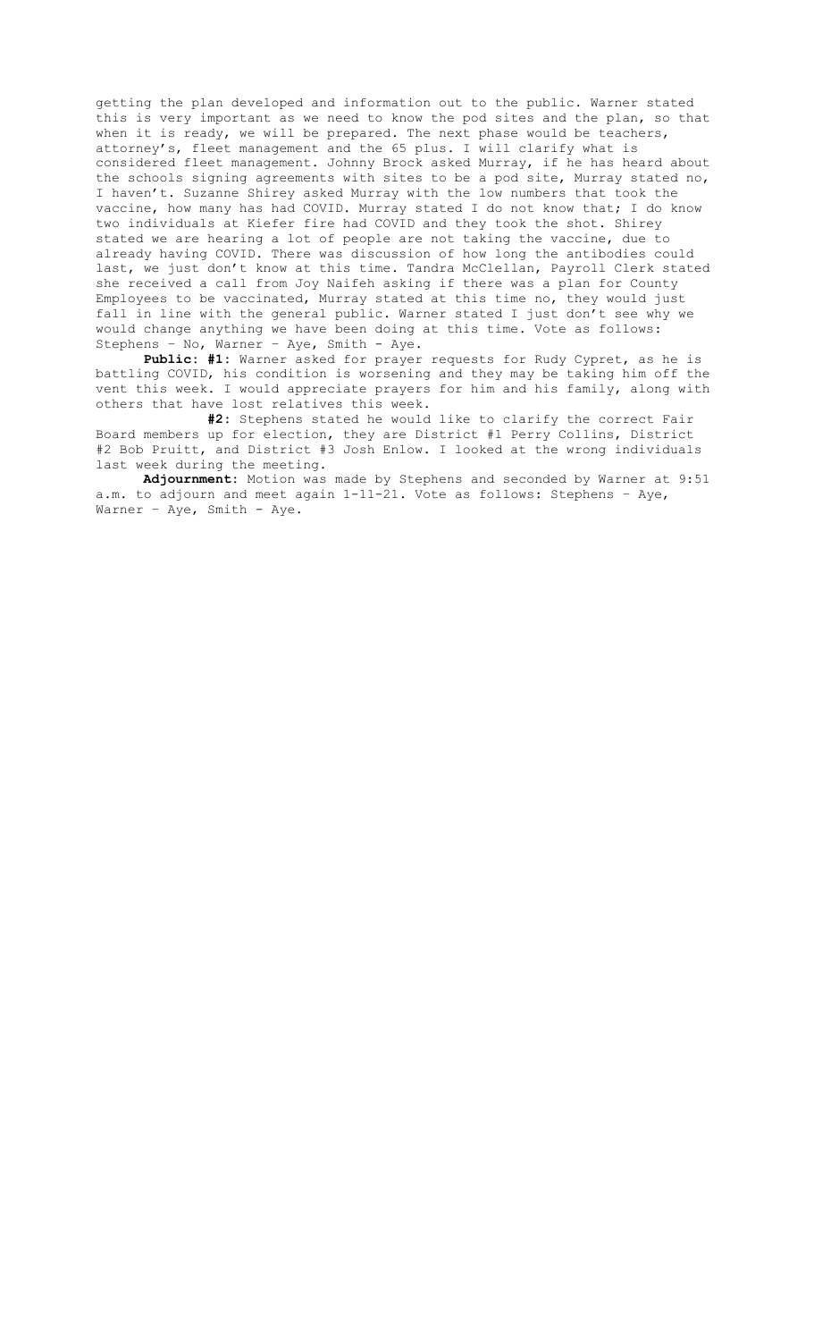getting the plan developed and information out to the public. Warner stated this is very important as we need to know the pod sites and the plan, so that when it is ready, we will be prepared. The next phase would be teachers, attorney's, fleet management and the 65 plus. I will clarify what is considered fleet management. Johnny Brock asked Murray, if he has heard about the schools signing agreements with sites to be a pod site, Murray stated no, I haven't. Suzanne Shirey asked Murray with the low numbers that took the vaccine, how many has had COVID. Murray stated I do not know that; I do know two individuals at Kiefer fire had COVID and they took the shot. Shirey stated we are hearing a lot of people are not taking the vaccine, due to already having COVID. There was discussion of how long the antibodies could last, we just don't know at this time. Tandra McClellan, Payroll Clerk stated she received a call from Joy Naifeh asking if there was a plan for County Employees to be vaccinated, Murray stated at this time no, they would just fall in line with the general public. Warner stated I just don't see why we would change anything we have been doing at this time. Vote as follows: Stephens – No, Warner – Aye, Smith - Aye.

**Public: #1:** Warner asked for prayer requests for Rudy Cypret, as he is battling COVID, his condition is worsening and they may be taking him off the vent this week. I would appreciate prayers for him and his family, along with others that have lost relatives this week.

**#2:** Stephens stated he would like to clarify the correct Fair Board members up for election, they are District #1 Perry Collins, District #2 Bob Pruitt, and District #3 Josh Enlow. I looked at the wrong individuals last week during the meeting.

**Adjournment:** Motion was made by Stephens and seconded by Warner at 9:51 a.m. to adjourn and meet again 1-11-21. Vote as follows: Stephens – Aye, Warner – Aye, Smith - Aye.